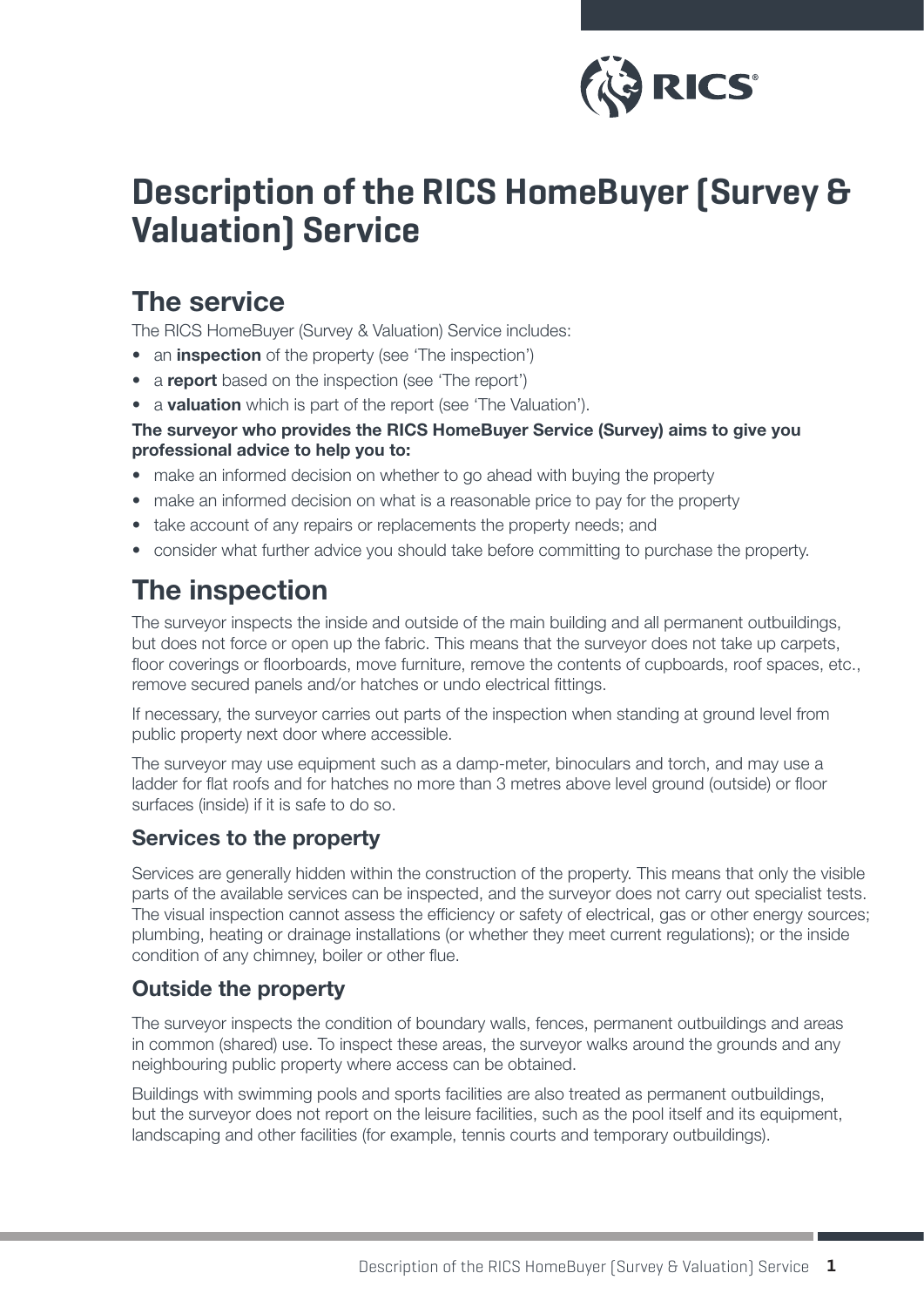# Description of the RICS HomeBuyer (Survey & Valuation) Service

## The service

The RICS HomeBuyer (Survey & Valuation) Service includes:

- an **inspection** of the property (see 'The inspection')
- a **report** based on the inspection (see 'The report')
- a **valuation** which is part of the report (see 'The Valuation').

**The surveyor who provides the RICS HomeBuyer Service (Survey) aims to give you professional advice to help you to:**

- make an informed decision on whether to go ahead with buying the property
- make an informed decision on what is a reasonable price to pay for the property
- take account of any repairs or replacements the property needs; and
- consider what further advice you should take before committing to purchase the property.

## The inspection

The surveyor inspects the inside and outside of the main building and all permanent outbuildings, but does not force or open up the fabric. This means that the surveyor does not take up carpets, floor coverings or floorboards, move furniture, remove the contents of cupboards, roof spaces, etc., remove secured panels and/or hatches or undo electrical fittings.

If necessary, the surveyor carries out parts of the inspection when standing at ground level from public property next door where accessible.

The surveyor may use equipment such as a damp-meter, binoculars and torch, and may use a ladder for flat roofs and for hatches no more than 3 metres above level ground (outside) or floor surfaces (inside) if it is safe to do so.

### Services to the property

Services are generally hidden within the construction of the property. This means that only the visible parts of the available services can be inspected, and the surveyor does not carry out specialist tests. The visual inspection cannot assess the efficiency or safety of electrical, gas or other energy sources; plumbing, heating or drainage installations (or whether they meet current regulations); or the inside condition of any chimney, boiler or other flue.

### Outside the property

The surveyor inspects the condition of boundary walls, fences, permanent outbuildings and areas in common (shared) use. To inspect these areas, the surveyor walks around the grounds and any neighbouring public property where access can be obtained.

Buildings with swimming pools and sports facilities are also treated as permanent outbuildings, but the surveyor does not report on the leisure facilities, such as the pool itself and its equipment, landscaping and other facilities (for example, tennis courts and temporary outbuildings).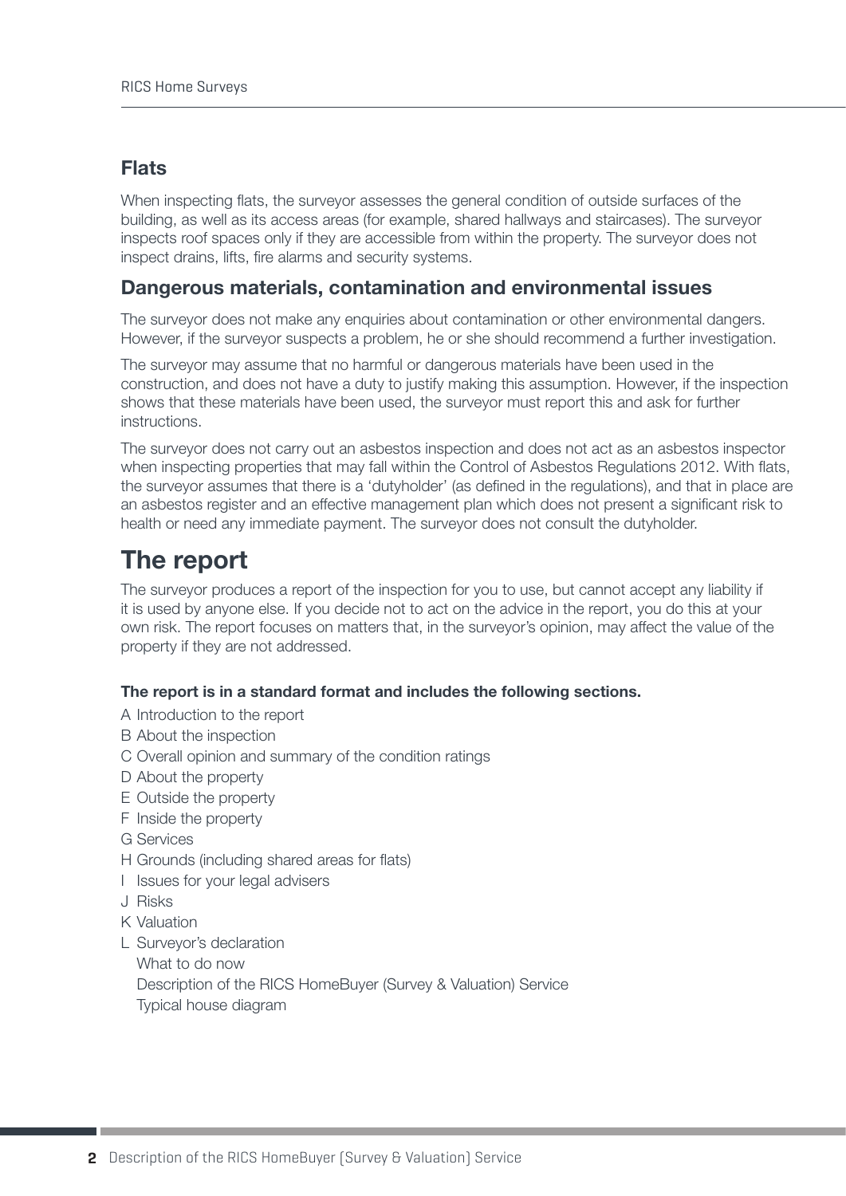### Flats

When inspecting flats, the surveyor assesses the general condition of outside surfaces of the building, as well as its access areas (for example, shared hallways and staircases). The surveyor inspects roof spaces only if they are accessible from within the property. The surveyor does not inspect drains, lifts, fire alarms and security systems.

### Dangerous materials, contamination and environmental issues

The surveyor does not make any enquiries about contamination or other environmental dangers. However, if the surveyor suspects a problem, he or she should recommend a further investigation.

The surveyor may assume that no harmful or dangerous materials have been used in the construction, and does not have a duty to justify making this assumption. However, if the inspection shows that these materials have been used, the surveyor must report this and ask for further instructions.

The surveyor does not carry out an asbestos inspection and does not act as an asbestos inspector when inspecting properties that may fall within the Control of Asbestos Regulations 2012. With flats, the surveyor assumes that there is a 'dutyholder' (as defined in the regulations), and that in place are an asbestos register and an effective management plan which does not present a significant risk to health or need any immediate payment. The surveyor does not consult the dutyholder.

## The report

The surveyor produces a report of the inspection for you to use, but cannot accept any liability if it is used by anyone else. If you decide not to act on the advice in the report, you do this at your own risk. The report focuses on matters that, in the surveyor's opinion, may affect the value of the property if they are not addressed.

**The report is in a standard format and includes the following sections.**

A Introduction to the report
B About the inspection
C Overall opinion and summary of the condition ratings
D About the property
E Outside the property
F Inside the property
G Services
H Grounds (including shared areas for flats)
I Issues for your legal advisers
J Risks
K Valuation
L Surveyor's declaration
What to do now
Description of the RICS HomeBuyer (Survey & Valuation) Service
Typical house diagram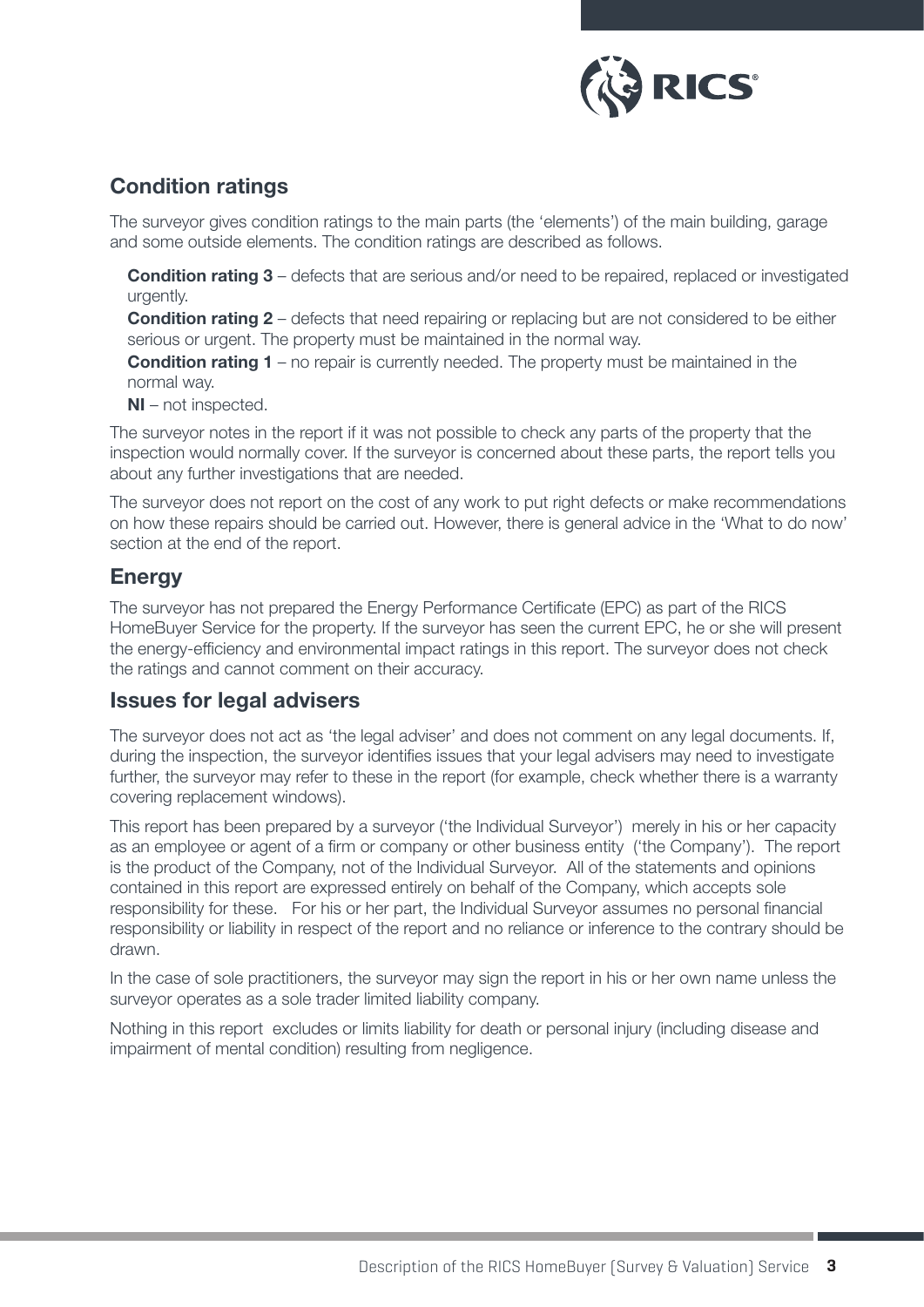## Condition ratings

The surveyor gives condition ratings to the main parts (the 'elements') of the main building, garage and some outside elements. The condition ratings are described as follows.

**Condition rating 3** – defects that are serious and/or need to be repaired, replaced or investigated urgently.

**Condition rating 2** – defects that need repairing or replacing but are not considered to be either serious or urgent. The property must be maintained in the normal way.

**Condition rating 1** – no repair is currently needed. The property must be maintained in the normal way.

**NI** – not inspected.

The surveyor notes in the report if it was not possible to check any parts of the property that the inspection would normally cover. If the surveyor is concerned about these parts, the report tells you about any further investigations that are needed.

The surveyor does not report on the cost of any work to put right defects or make recommendations on how these repairs should be carried out. However, there is general advice in the 'What to do now' section at the end of the report.

## Energy

The surveyor has not prepared the Energy Performance Certificate (EPC) as part of the RICS HomeBuyer Service for the property. If the surveyor has seen the current EPC, he or she will present the energy-efficiency and environmental impact ratings in this report. The surveyor does not check the ratings and cannot comment on their accuracy.

## Issues for legal advisers

The surveyor does not act as 'the legal adviser' and does not comment on any legal documents. If, during the inspection, the surveyor identifies issues that your legal advisers may need to investigate further, the surveyor may refer to these in the report (for example, check whether there is a warranty covering replacement windows).

This report has been prepared by a surveyor ('the Individual Surveyor') merely in his or her capacity as an employee or agent of a firm or company or other business entity ('the Company'). The report is the product of the Company, not of the Individual Surveyor. All of the statements and opinions contained in this report are expressed entirely on behalf of the Company, which accepts sole responsibility for these. For his or her part, the Individual Surveyor assumes no personal financial responsibility or liability in respect of the report and no reliance or inference to the contrary should be drawn.

In the case of sole practitioners, the surveyor may sign the report in his or her own name unless the surveyor operates as a sole trader limited liability company.

Nothing in this report excludes or limits liability for death or personal injury (including disease and impairment of mental condition) resulting from negligence.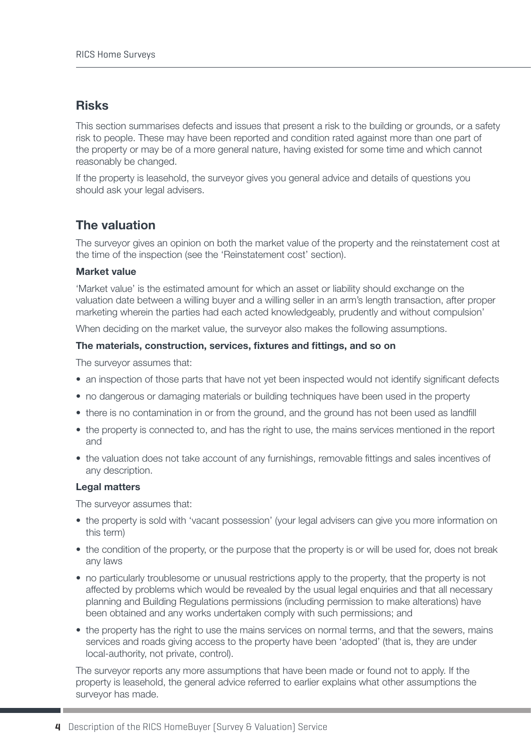## Risks

This section summarises defects and issues that present a risk to the building or grounds, or a safety risk to people. These may have been reported and condition rated against more than one part of the property or may be of a more general nature, having existed for some time and which cannot reasonably be changed.

If the property is leasehold, the surveyor gives you general advice and details of questions you should ask your legal advisers.

## The valuation

The surveyor gives an opinion on both the market value of the property and the reinstatement cost at the time of the inspection (see the 'Reinstatement cost' section).

**Market value**

'Market value' is the estimated amount for which an asset or liability should exchange on the valuation date between a willing buyer and a willing seller in an arm's length transaction, after proper marketing wherein the parties had each acted knowledgeably, prudently and without compulsion'

When deciding on the market value, the surveyor also makes the following assumptions.

**The materials, construction, services, fixtures and fittings, and so on**

The surveyor assumes that:

- an inspection of those parts that have not yet been inspected would not identify significant defects
- no dangerous or damaging materials or building techniques have been used in the property
- there is no contamination in or from the ground, and the ground has not been used as landfill
- the property is connected to, and has the right to use, the mains services mentioned in the report and
- the valuation does not take account of any furnishings, removable fittings and sales incentives of any description.

**Legal matters**

The surveyor assumes that:

- the property is sold with 'vacant possession' (your legal advisers can give you more information on this term)
- the condition of the property, or the purpose that the property is or will be used for, does not break any laws
- no particularly troublesome or unusual restrictions apply to the property, that the property is not affected by problems which would be revealed by the usual legal enquiries and that all necessary planning and Building Regulations permissions (including permission to make alterations) have been obtained and any works undertaken comply with such permissions; and
- the property has the right to use the mains services on normal terms, and that the sewers, mains services and roads giving access to the property have been 'adopted' (that is, they are under local-authority, not private, control).

The surveyor reports any more assumptions that have been made or found not to apply. If the property is leasehold, the general advice referred to earlier explains what other assumptions the surveyor has made.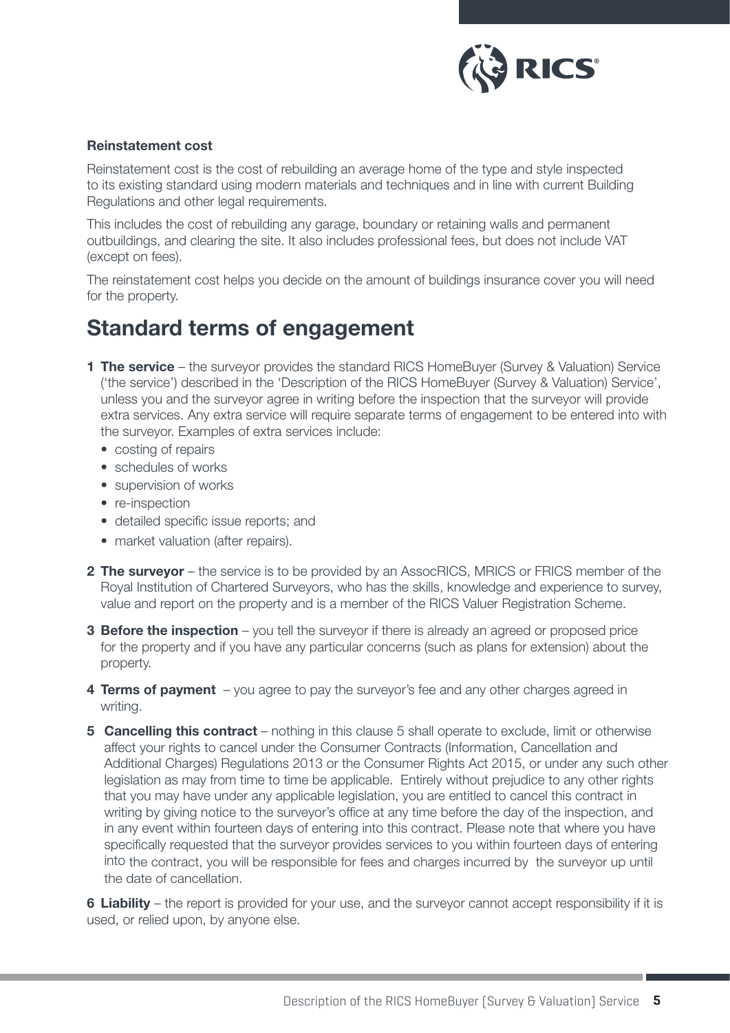### Reinstatement cost

Reinstatement cost is the cost of rebuilding an average home of the type and style inspected to its existing standard using modern materials and techniques and in line with current Building Regulations and other legal requirements.

This includes the cost of rebuilding any garage, boundary or retaining walls and permanent outbuildings, and clearing the site. It also includes professional fees, but does not include VAT (except on fees).

The reinstatement cost helps you decide on the amount of buildings insurance cover you will need for the property.

## Standard terms of engagement

1. **The service** – the surveyor provides the standard RICS HomeBuyer (Survey & Valuation) Service ('the service') described in the 'Description of the RICS HomeBuyer (Survey & Valuation) Service', unless you and the surveyor agree in writing before the inspection that the surveyor will provide extra services. Any extra service will require separate terms of engagement to be entered into with the surveyor. Examples of extra services include:
   - costing of repairs
   - schedules of works
   - supervision of works
   - re-inspection
   - detailed specific issue reports; and
   - market valuation (after repairs).
2. **The surveyor** – the service is to be provided by an AssocRICS, MRICS or FRICS member of the Royal Institution of Chartered Surveyors, who has the skills, knowledge and experience to survey, value and report on the property and is a member of the RICS Valuer Registration Scheme.
3. **Before the inspection** – you tell the surveyor if there is already an agreed or proposed price for the property and if you have any particular concerns (such as plans for extension) about the property.
4. **Terms of payment** – you agree to pay the surveyor's fee and any other charges agreed in writing.
5. **Cancelling this contract** – nothing in this clause 5 shall operate to exclude, limit or otherwise affect your rights to cancel under the Consumer Contracts (Information, Cancellation and Additional Charges) Regulations 2013 or the Consumer Rights Act 2015, or under any such other legislation as may from time to time be applicable. Entirely without prejudice to any other rights that you may have under any applicable legislation, you are entitled to cancel this contract in writing by giving notice to the surveyor's office at any time before the day of the inspection, and in any event within fourteen days of entering into this contract. Please note that where you have specifically requested that the surveyor provides services to you within fourteen days of entering into the contract, you will be responsible for fees and charges incurred by the surveyor up until the date of cancellation.
6. **Liability** – the report is provided for your use, and the surveyor cannot accept responsibility if it is used, or relied upon, by anyone else.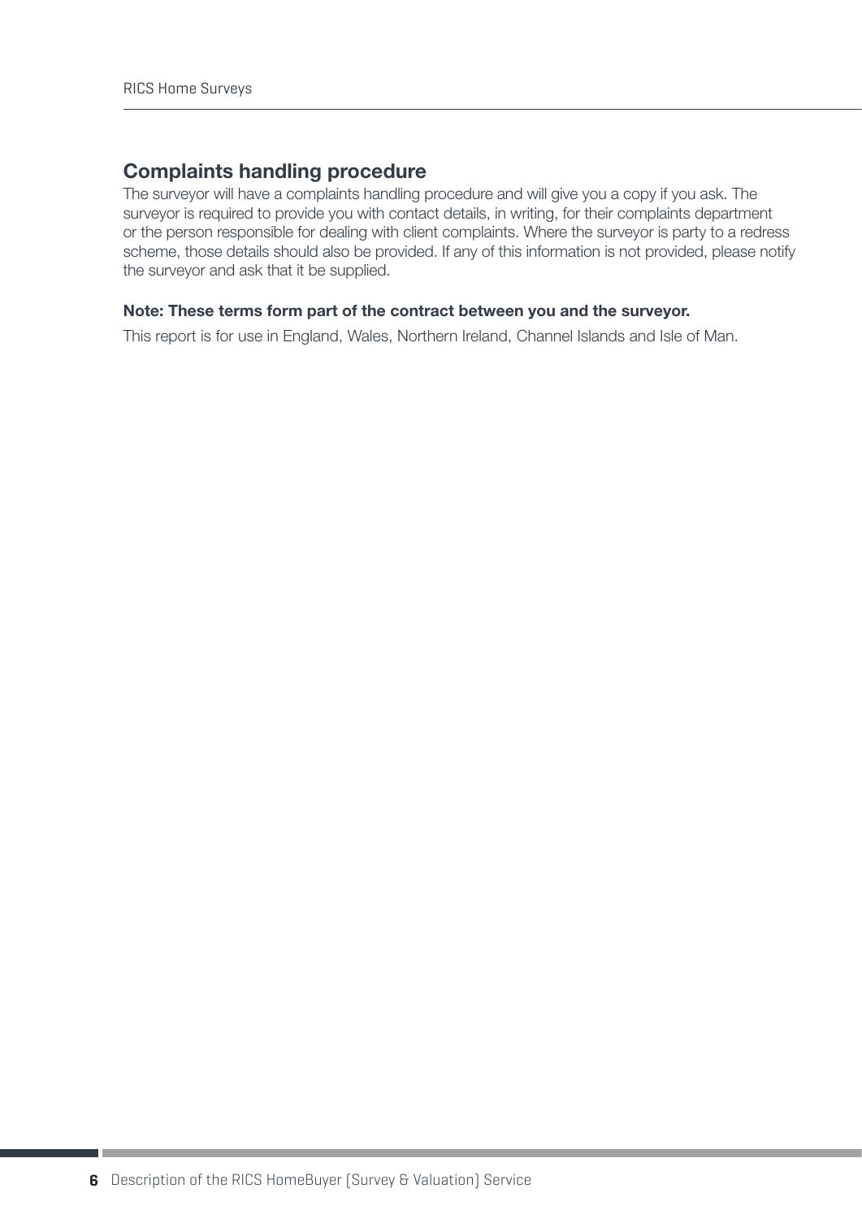## Complaints handling procedure

The surveyor will have a complaints handling procedure and will give you a copy if you ask. The surveyor is required to provide you with contact details, in writing, for their complaints department or the person responsible for dealing with client complaints. Where the surveyor is party to a redress scheme, those details should also be provided. If any of this information is not provided, please notify the surveyor and ask that it be supplied.

**Note: These terms form part of the contract between you and the surveyor.**

This report is for use in England, Wales, Northern Ireland, Channel Islands and Isle of Man.